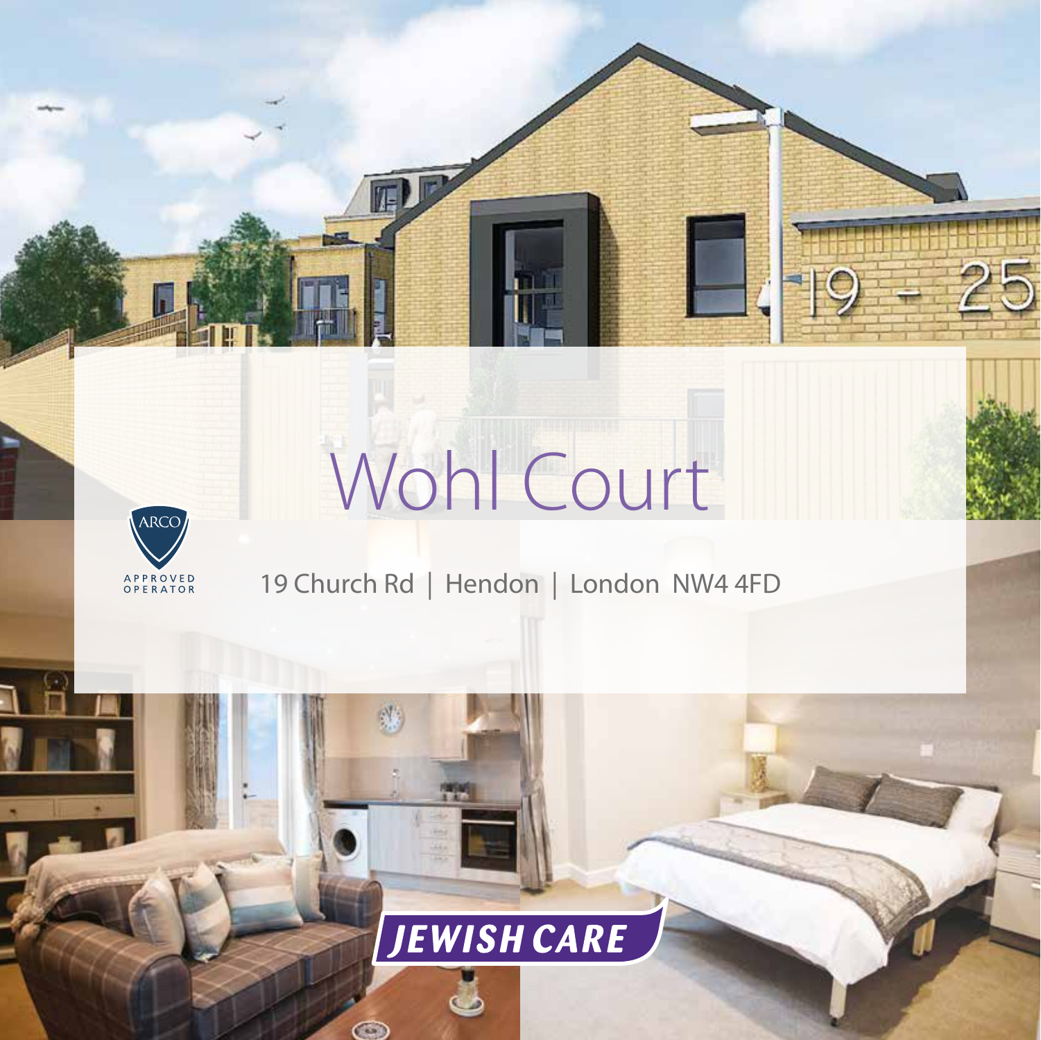# Wohl Court

ARCO
APPROVED OPERATOR

19 Church Rd | Hendon | London NW4 4FD

JEWISH CARE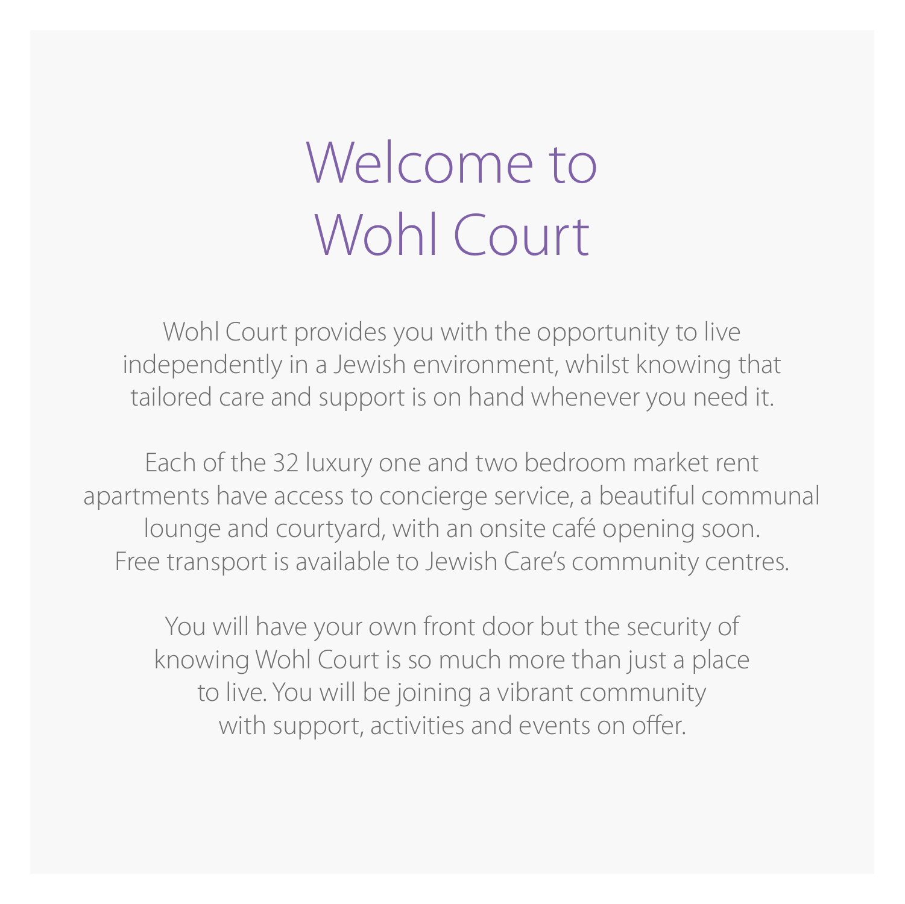# Welcome to Wohl Court

Wohl Court provides you with the opportunity to live independently in a Jewish environment, whilst knowing that tailored care and support is on hand whenever you need it.

Each of the 32 luxury one and two bedroom market rent apartments have access to concierge service, a beautiful communal lounge and courtyard, with an onsite café opening soon. Free transport is available to Jewish Care's community centres.

You will have your own front door but the security of knowing Wohl Court is so much more than just a place to live. You will be joining a vibrant community with support, activities and events on offer.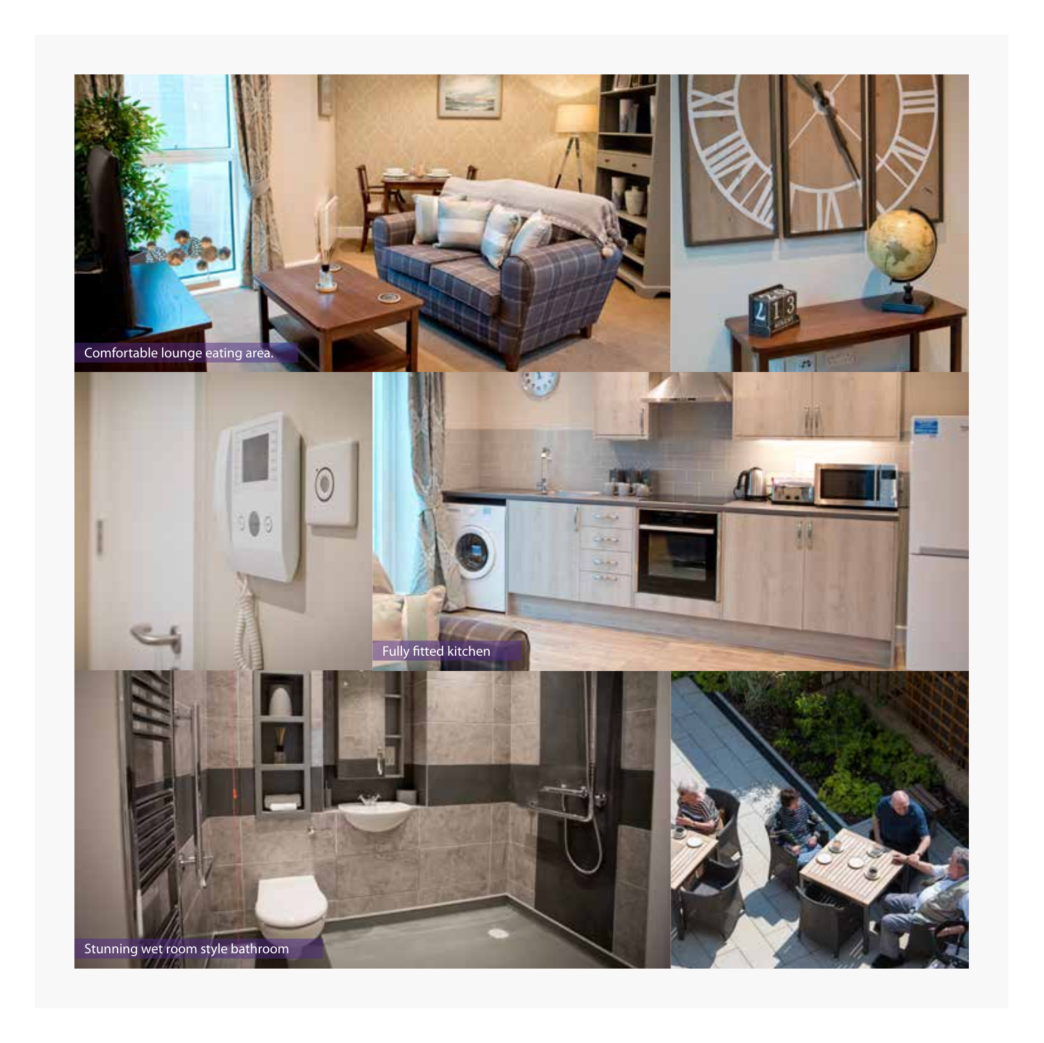Comfortable lounge eating area.

Fully fitted kitchen

Stunning wet room style bathroom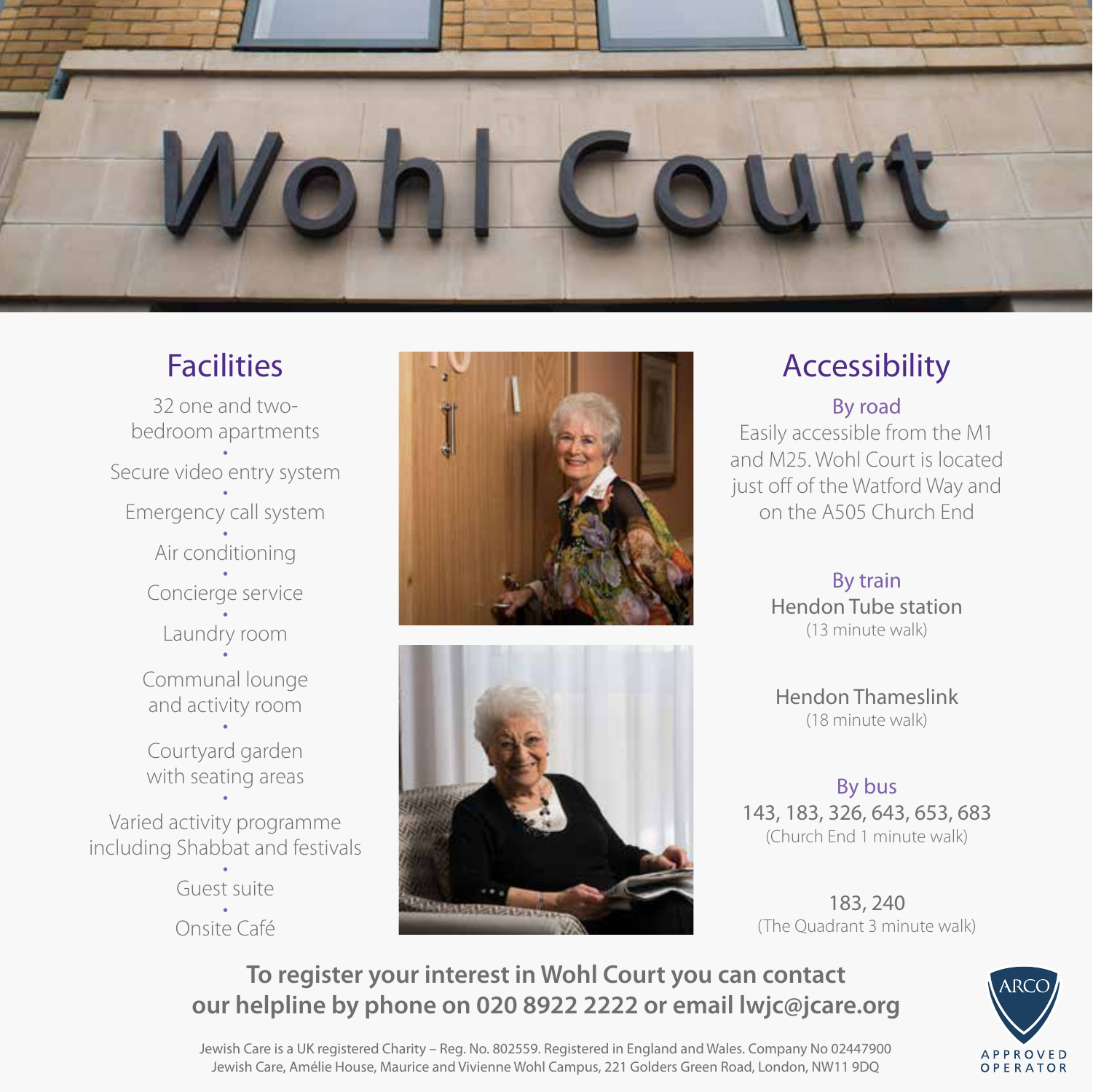## Facilities

- 32 one and two-bedroom apartments
- Secure video entry system
- Emergency call system
- Air conditioning
- Concierge service
- Laundry room
- Communal lounge and activity room
- Courtyard garden with seating areas
- Varied activity programme including Shabbat and festivals
- Guest suite
- Onsite Café

## Accessibility

### By road

Easily accessible from the M1 and M25. Wohl Court is located just off of the Watford Way and on the A505 Church End

### By train

Hendon Tube station
(13 minute walk)

Hendon Thameslink
(18 minute walk)

### By bus

143, 183, 326, 643, 653, 683
(Church End 1 minute walk)

183, 240
(The Quadrant 3 minute walk)

**To register your interest in Wohl Court you can contact our helpline by phone on 020 8922 2222 or email lwjc@jcare.org**

Jewish Care is a UK registered Charity – Reg. No. 802559. Registered in England and Wales. Company No 02447900
Jewish Care, Amélie House, Maurice and Vivienne Wohl Campus, 221 Golders Green Road, London, NW11 9DQ

ARCO APPROVED OPERATOR